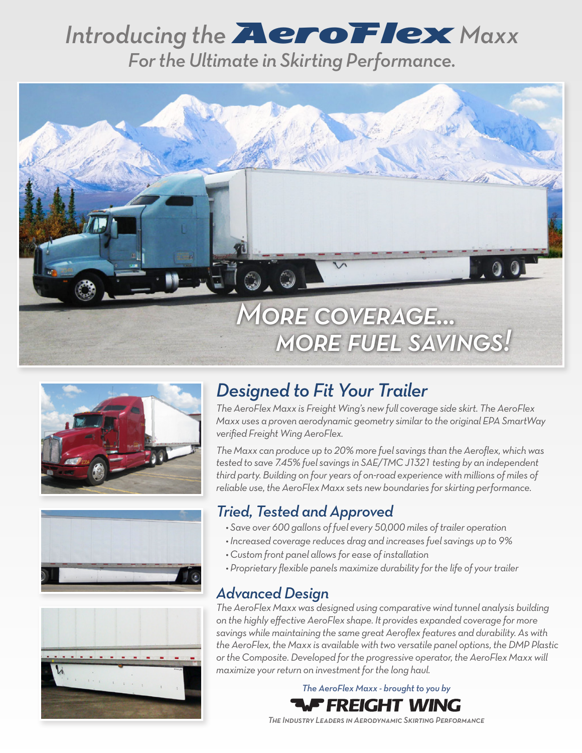# *Introducing the AeroFlex Maxx*

*For the Ultimate in Skirting Performance.*

*MORE COVERAGE... MORE FUEL SAVINGS!*

## *Designed to Fit Your Trailer*

*The AeroFlex Maxx is Freight Wing's new full coverage side skirt. The AeroFlex Maxx uses a proven aerodynamic geometry similar to the original EPA SmartWay verified Freight Wing AeroFlex.*

*The Maxx can produce up to 20% more fuel savings than the Aeroflex, which was tested to save 7.45% fuel savings in SAE/TMC J1321 testing by an independent third party. Building on four years of on-road experience with millions of miles of reliable use, the AeroFlex Maxx sets new boundaries for skirting performance.*

## *Tried, Tested and Approved*

- *Save over 600 gallons of fuel every 50,000 miles of trailer operation*
- *Increased coverage reduces drag and increases fuel savings up to 9%*
- *Custom front panel allows for ease of installation*
- *Proprietary flexible panels maximize durability for the life of your trailer*

## *Advanced Design*

*The AeroFlex Maxx was designed using comparative wind tunnel analysis building on the highly effective AeroFlex shape. It provides expanded coverage for more savings while maintaining the same great Aeroflex features and durability. As with the AeroFlex, the Maxx is available with two versatile panel options, the DMP Plastic or the Composite. Developed for the progressive operator, the AeroFlex Maxx will maximize your return on investment for the long haul.*

*The AeroFlex Maxx - brought to you by*

**FREIGHT WING**

*THE INDUSTRY LEADERS IN AERODYNAMIC SKIRTING PERFORMANCE*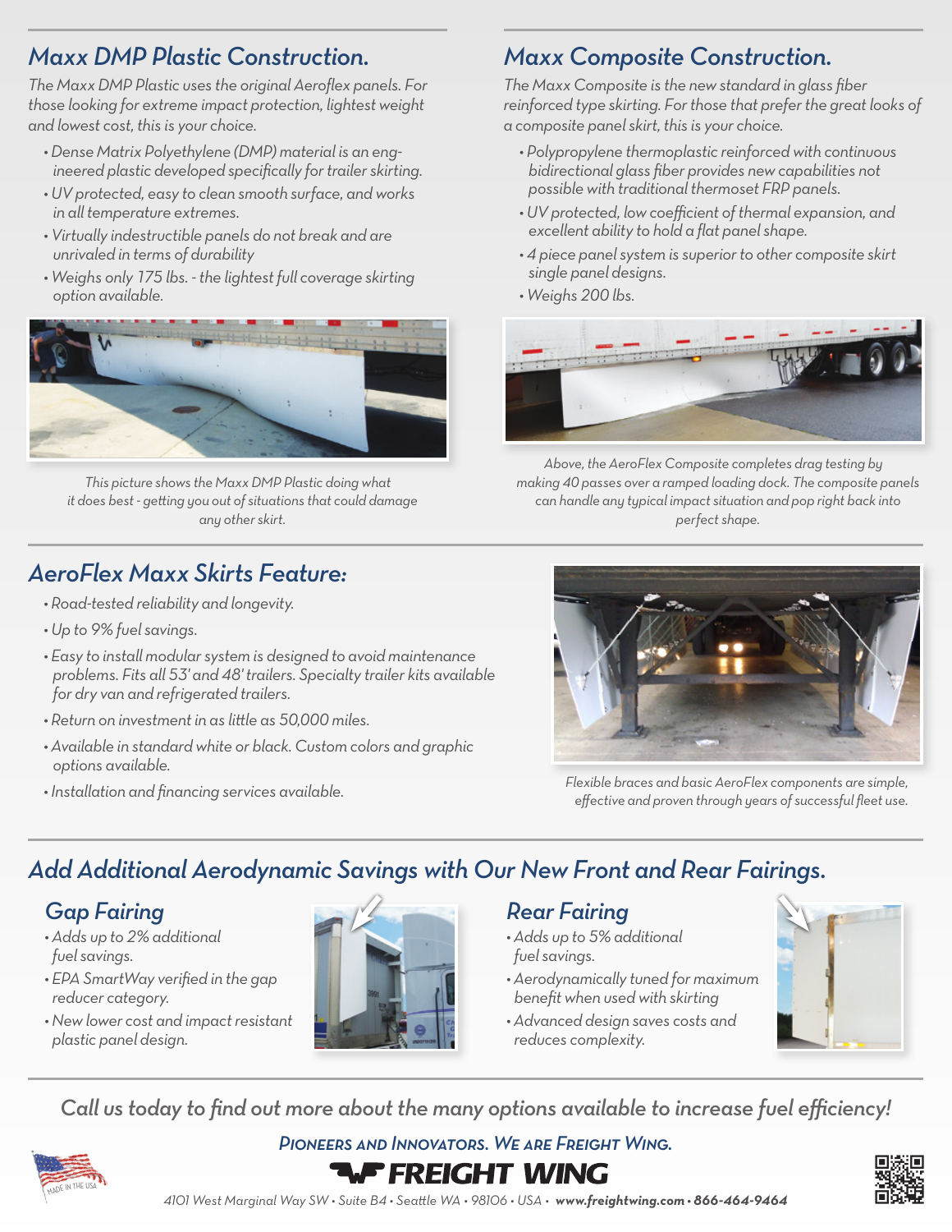## Maxx DMP Plastic Construction.

*The Maxx DMP Plastic uses the original Aeroflex panels. For those looking for extreme impact protection, lightest weight and lowest cost, this is your choice.*

- *Dense Matrix Polyethylene (DMP) material is an engineered plastic developed specifically for trailer skirting.*
- *UV protected, easy to clean smooth surface, and works in all temperature extremes.*
- *Virtually indestructible panels do not break and are unrivaled in terms of durability*
- *Weighs only 175 lbs. - the lightest full coverage skirting option available.*

*This picture shows the Maxx DMP Plastic doing what it does best - getting you out of situations that could damage any other skirt.*

## Maxx Composite Construction.

*The Maxx Composite is the new standard in glass fiber reinforced type skirting. For those that prefer the great looks of a composite panel skirt, this is your choice.*

- *Polypropylene thermoplastic reinforced with continuous bidirectional glass fiber provides new capabilities not possible with traditional thermoset FRP panels.*
- *UV protected, low coefficient of thermal expansion, and excellent ability to hold a flat panel shape.*
- *4 piece panel system is superior to other composite skirt single panel designs.*
- *Weighs 200 lbs.*

*Above, the AeroFlex Composite completes drag testing by making 40 passes over a ramped loading dock. The composite panels can handle any typical impact situation and pop right back into perfect shape.*

## AeroFlex Maxx Skirts Feature:

- *Road-tested reliability and longevity.*
- *Up to 9% fuel savings.*
- *Easy to install modular system is designed to avoid maintenance problems. Fits all 53' and 48' trailers. Specialty trailer kits available for dry van and refrigerated trailers.*
- *Return on investment in as little as 50,000 miles.*
- *Available in standard white or black. Custom colors and graphic options available.*
- *Installation and financing services available.*

*Flexible braces and basic AeroFlex components are simple, effective and proven through years of successful fleet use.*

## Add Additional Aerodynamic Savings with Our New Front and Rear Fairings.

### Gap Fairing

- *Adds up to 2% additional fuel savings.*
- *EPA SmartWay verified in the gap reducer category.*
- *New lower cost and impact resistant plastic panel design.*

### Rear Fairing

- *Adds up to 5% additional fuel savings.*
- *Aerodynamically tuned for maximum benefit when used with skirting*
- *Advanced design saves costs and reduces complexity.*

*Call us today to find out more about the many options available to increase fuel efficiency!*

**PIONEERS AND INNOVATORS. WE ARE FREIGHT WING.**

**FREIGHT WING**

MADE IN THE USA

*4101 West Marginal Way SW • Suite B4 • Seattle WA • 98106 • USA •* ***www.freightwing.com • 866-464-9464***